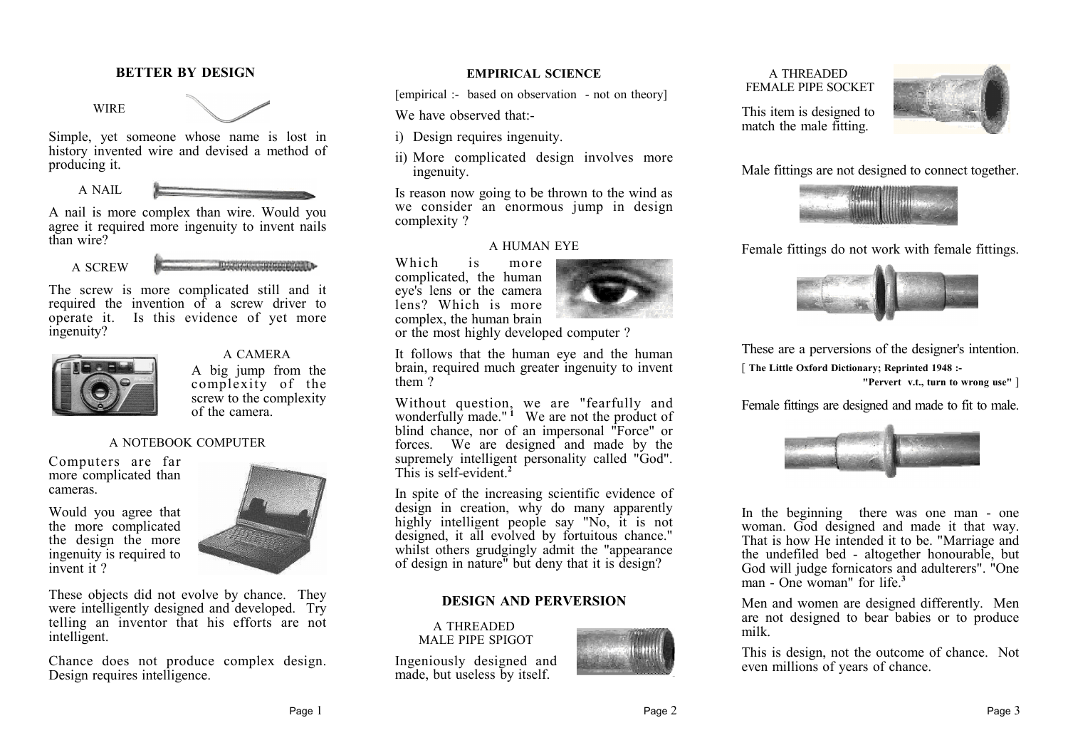## BETTER BY DESIGN

WIRE

Simple, yet someone whose name is lost in history invented wire and devised a method of producing it.

A NAIL

A nail is more complex than wire. Would you agree it required more ingenuity to invent nails than wire?

A SCREW

The screw is more complicated still and it required the invention of a screw driver to operate it. Is this evidence of yet more ingenuity?

A CAMERA

A big jump from the complexity of the screw to the complexity of the camera.

A NOTEBOOK COMPUTER

Computers are far more complicated than cameras.

Would you agree that the more complicated the design the more ingenuity is required to invent it ?

These objects did not evolve by chance. They were intelligently designed and developed. Try telling an inventor that his efforts are not intelligent.

Chance does not produce complex design. Design requires intelligence.

## EMPIRICAL SCIENCE

[empirical :- based on observation - not on theory]

We have observed that:-

i) Design requires ingenuity.

ii) More complicated design involves more ingenuity.

Is reason now going to be thrown to the wind as we consider an enormous jump in design complexity ?

A HUMAN EYE

Which is more complicated, the human eye's lens or the camera lens? Which is more complex, the human brain or the most highly developed computer ?

It follows that the human eye and the human brain, required much greater ingenuity to invent them ?

Without question, we are "fearfully and wonderfully made." [1] We are not the product of blind chance, nor of an impersonal "Force" or forces. We are designed and made by the supremely intelligent personality called "God". This is self-evident.[2]

In spite of the increasing scientific evidence of design in creation, why do many apparently highly intelligent people say "No, it is not designed, it all evolved by fortuitous chance." whilst others grudgingly admit the "appearance of design in nature" but deny that it is design?

## DESIGN AND PERVERSION

A THREADED
MALE PIPE SPIGOT

Ingeniously designed and made, but useless by itself.

A THREADED
FEMALE PIPE SOCKET

This item is designed to match the male fitting.

Male fittings are not designed to connect together.

Female fittings do not work with female fittings.

These are a perversions of the designer's intention.

[ **The Little Oxford Dictionary; Reprinted 1948 :- "Pervert v.t., turn to wrong use"** ]

Female fittings are designed and made to fit to male.

In the beginning there was one man - one woman. God designed and made it that way. That is how He intended it to be. "Marriage and the undefiled bed - altogether honourable, but God will judge fornicators and adulterers". "One man - One woman" for life.[3]

Men and women are designed differently. Men are not designed to bear babies or to produce milk.

This is design, not the outcome of chance. Not even millions of years of chance.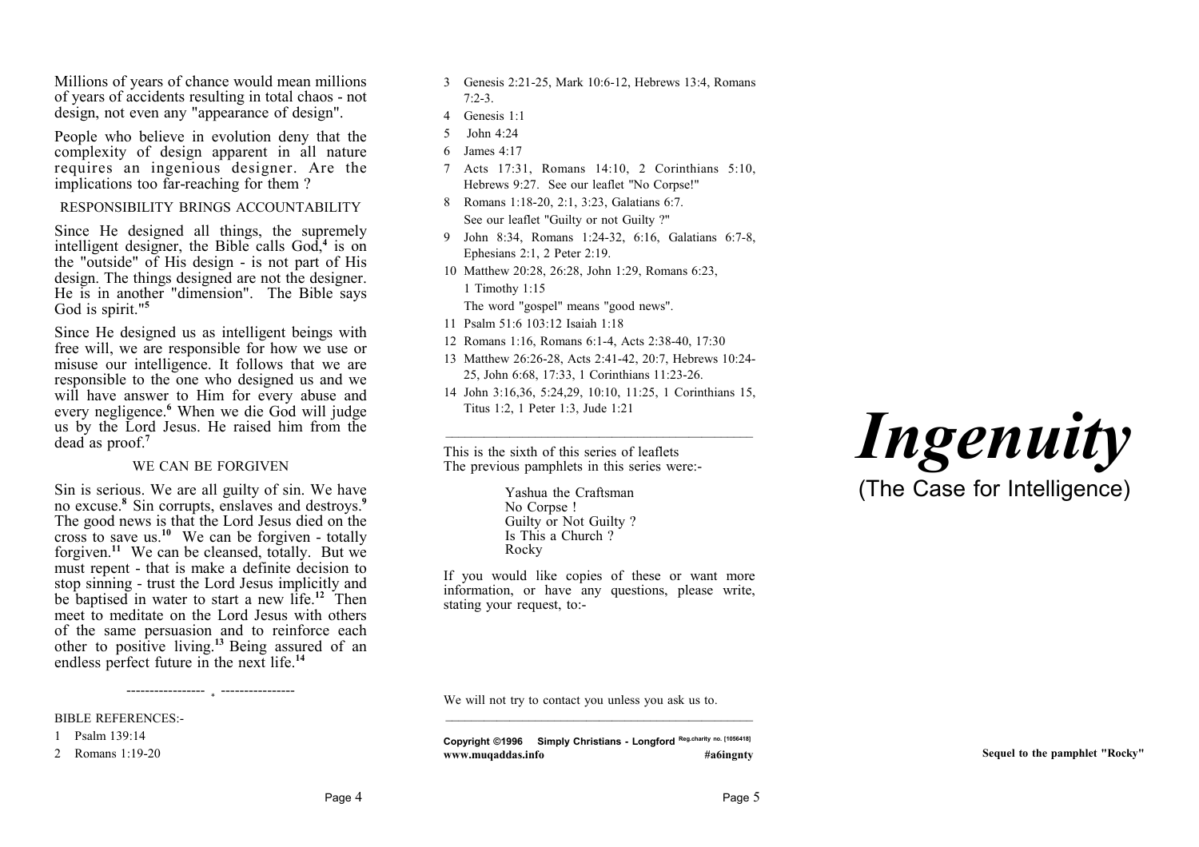Millions of years of chance would mean millions of years of accidents resulting in total chaos - not design, not even any "appearance of design".

People who believe in evolution deny that the complexity of design apparent in all nature requires an ingenious designer. Are the implications too far-reaching for them ?

## RESPONSIBILITY BRINGS ACCOUNTABILITY

Since He designed all things, the supremely intelligent designer, the Bible calls God,[4] is on the "outside" of His design - is not part of His design. The things designed are not the designer. He is in another "dimension". The Bible says God is spirit."[5]

Since He designed us as intelligent beings with free will, we are responsible for how we use or misuse our intelligence. It follows that we are responsible to the one who designed us and we will have answer to Him for every abuse and every negligence.[6] When we die God will judge us by the Lord Jesus. He raised him from the dead as proof.[7]

## WE CAN BE FORGIVEN

Sin is serious. We are all guilty of sin. We have no excuse.[8] Sin corrupts, enslaves and destroys.[9] The good news is that the Lord Jesus died on the cross to save us.[10] We can be forgiven - totally forgiven.[11] We can be cleansed, totally. But we must repent - that is make a definite decision to stop sinning - trust the Lord Jesus implicitly and be baptised in water to start a new life.[12] Then meet to meditate on the Lord Jesus with others of the same persuasion and to reinforce each other to positive living.[13] Being assured of an endless perfect future in the next life.[14]

----------------- * ----------------

BIBLE REFERENCES:-

1. Psalm 139:14
2. Romans 1:19-20
3. Genesis 2:21-25, Mark 10:6-12, Hebrews 13:4, Romans 7:2-3.
4. Genesis 1:1
5. John 4:24
6. James 4:17
7. Acts 17:31, Romans 14:10, 2 Corinthians 5:10, Hebrews 9:27. See our leaflet "No Corpse!"
8. Romans 1:18-20, 2:1, 3:23, Galatians 6:7. See our leaflet "Guilty or not Guilty ?"
9. John 8:34, Romans 1:24-32, 6:16, Galatians 6:7-8, Ephesians 2:1, 2 Peter 2:19.
10. Matthew 20:28, 26:28, John 1:29, Romans 6:23, 1 Timothy 1:15
    The word "gospel" means "good news".
11. Psalm 51:6 103:12 Isaiah 1:18
12. Romans 1:16, Romans 6:1-4, Acts 2:38-40, 17:30
13. Matthew 26:26-28, Acts 2:41-42, 20:7, Hebrews 10:24-25, John 6:68, 17:33, 1 Corinthians 11:23-26.
14. John 3:16,36, 5:24,29, 10:10, 11:25, 1 Corinthians 15, Titus 1:2, 1 Peter 1:3, Jude 1:21

---

This is the sixth of this series of leaflets
The previous pamphlets in this series were:-

Yashua the Craftsman
No Corpse !
Guilty or Not Guilty ?
Is This a Church ?
Rocky

If you would like copies of these or want more information, or have any questions, please write, stating your request, to:-

We will not try to contact you unless you ask us to.

---

**Copyright ©1996 Simply Christians - Longford** Reg.charity no. [1056418]
**www.muqaddas.info** **#a6ingnty**

# *Ingenuity*

(The Case for Intelligence)

**Sequel to the pamphlet "Rocky"**